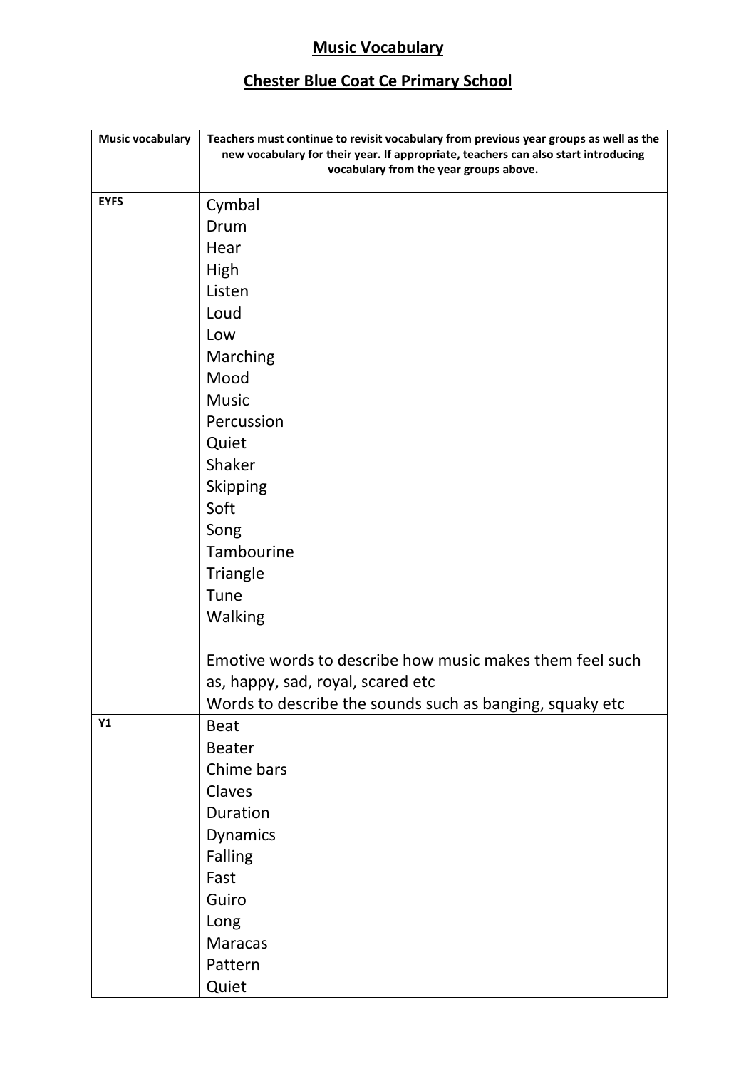# Music Vocabulary

## Chester Blue Coat Ce Primary School

| Music vocabulary | Teachers must continue to revisit vocabulary from previous year groups as well as the new vocabulary for their year. If appropriate, teachers can also start introducing vocabulary from the year groups above. |
|---|---|
| EYFS | Cymbal<br>Drum<br>Hear<br>High<br>Listen<br>Loud<br>Low<br>Marching<br>Mood<br>Music<br>Percussion<br>Quiet<br>Shaker<br>Skipping<br>Soft<br>Song<br>Tambourine<br>Triangle<br>Tune<br>Walking<br><br>Emotive words to describe how music makes them feel such as, happy, sad, royal, scared etc<br>Words to describe the sounds such as banging, squaky etc |
| Y1 | Beat<br>Beater<br>Chime bars<br>Claves<br>Duration<br>Dynamics<br>Falling<br>Fast<br>Guiro<br>Long<br>Maracas<br>Pattern<br>Quiet |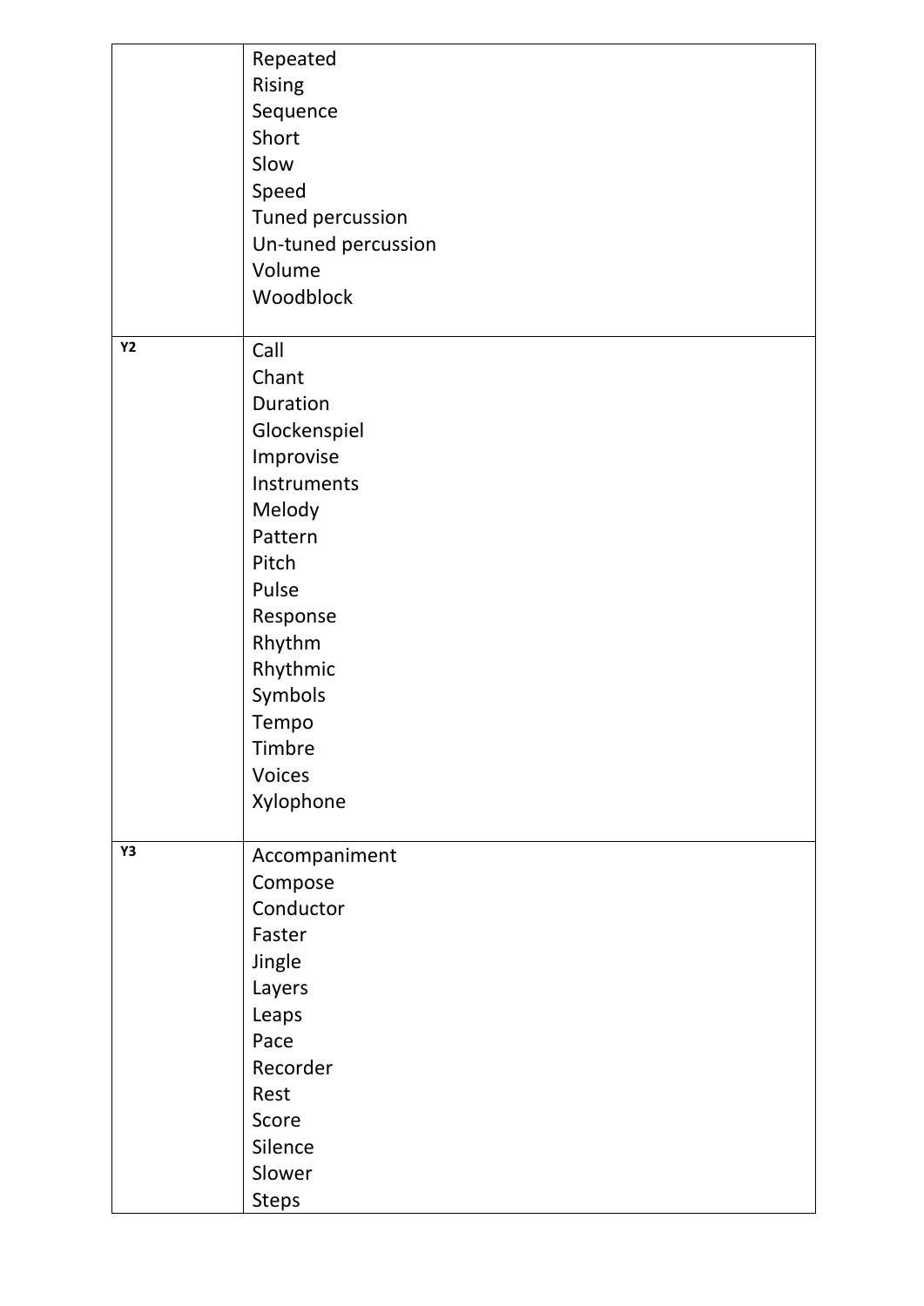| | |
|---|---|
| | Repeated<br>Rising<br>Sequence<br>Short<br>Slow<br>Speed<br>Tuned percussion<br>Un-tuned percussion<br>Volume<br>Woodblock |
| **Y2** | Call<br>Chant<br>Duration<br>Glockenspiel<br>Improvise<br>Instruments<br>Melody<br>Pattern<br>Pitch<br>Pulse<br>Response<br>Rhythm<br>Rhythmic<br>Symbols<br>Tempo<br>Timbre<br>Voices<br>Xylophone |
| **Y3** | Accompaniment<br>Compose<br>Conductor<br>Faster<br>Jingle<br>Layers<br>Leaps<br>Pace<br>Recorder<br>Rest<br>Score<br>Silence<br>Slower<br>Steps |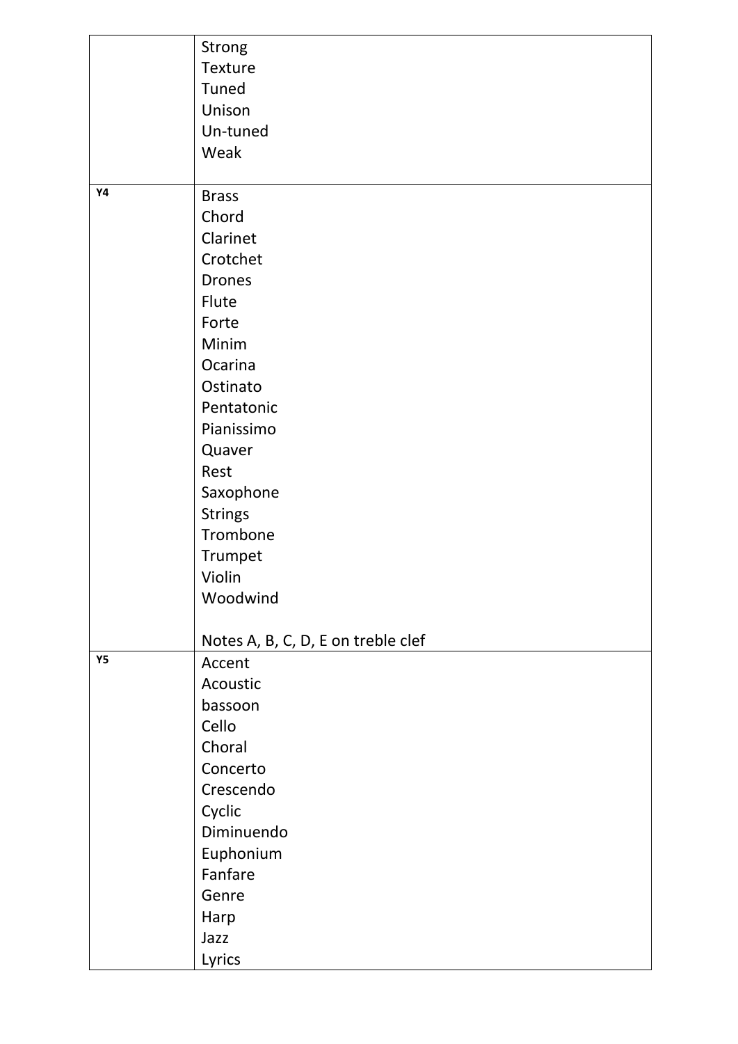| | |
|---|---|
| | Strong<br>Texture<br>Tuned<br>Unison<br>Un-tuned<br>Weak |
| **Y4** | Brass<br>Chord<br>Clarinet<br>Crotchet<br>Drones<br>Flute<br>Forte<br>Minim<br>Ocarina<br>Ostinato<br>Pentatonic<br>Pianissimo<br>Quaver<br>Rest<br>Saxophone<br>Strings<br>Trombone<br>Trumpet<br>Violin<br>Woodwind<br><br>Notes A, B, C, D, E on treble clef |
| **Y5** | Accent<br>Acoustic<br>bassoon<br>Cello<br>Choral<br>Concerto<br>Crescendo<br>Cyclic<br>Diminuendo<br>Euphonium<br>Fanfare<br>Genre<br>Harp<br>Jazz<br>Lyrics |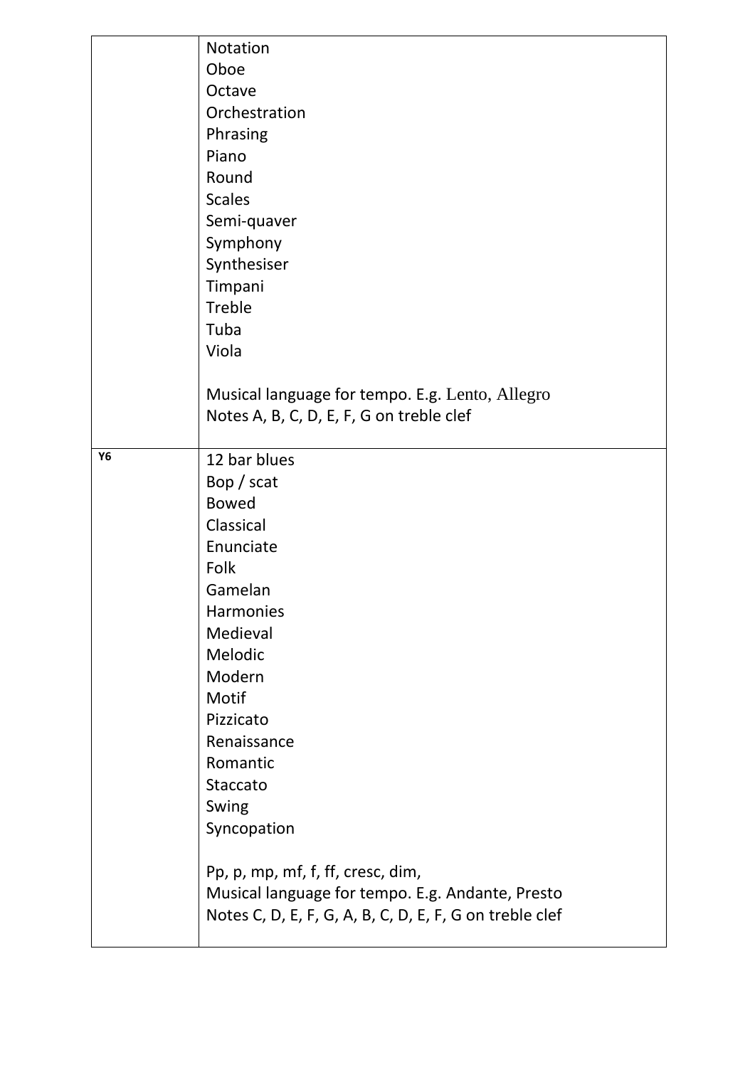| | |
|---|---|
| | Notation<br>Oboe<br>Octave<br>Orchestration<br>Phrasing<br>Piano<br>Round<br>Scales<br>Semi-quaver<br>Symphony<br>Synthesiser<br>Timpani<br>Treble<br>Tuba<br>Viola<br><br>Musical language for tempo. E.g. Lento, Allegro<br>Notes A, B, C, D, E, F, G on treble clef |
| **Y6** | 12 bar blues<br>Bop / scat<br>Bowed<br>Classical<br>Enunciate<br>Folk<br>Gamelan<br>Harmonies<br>Medieval<br>Melodic<br>Modern<br>Motif<br>Pizzicato<br>Renaissance<br>Romantic<br>Staccato<br>Swing<br>Syncopation<br><br>Pp, p, mp, mf, f, ff, cresc, dim,<br>Musical language for tempo. E.g. Andante, Presto<br>Notes C, D, E, F, G, A, B, C, D, E, F, G on treble clef |